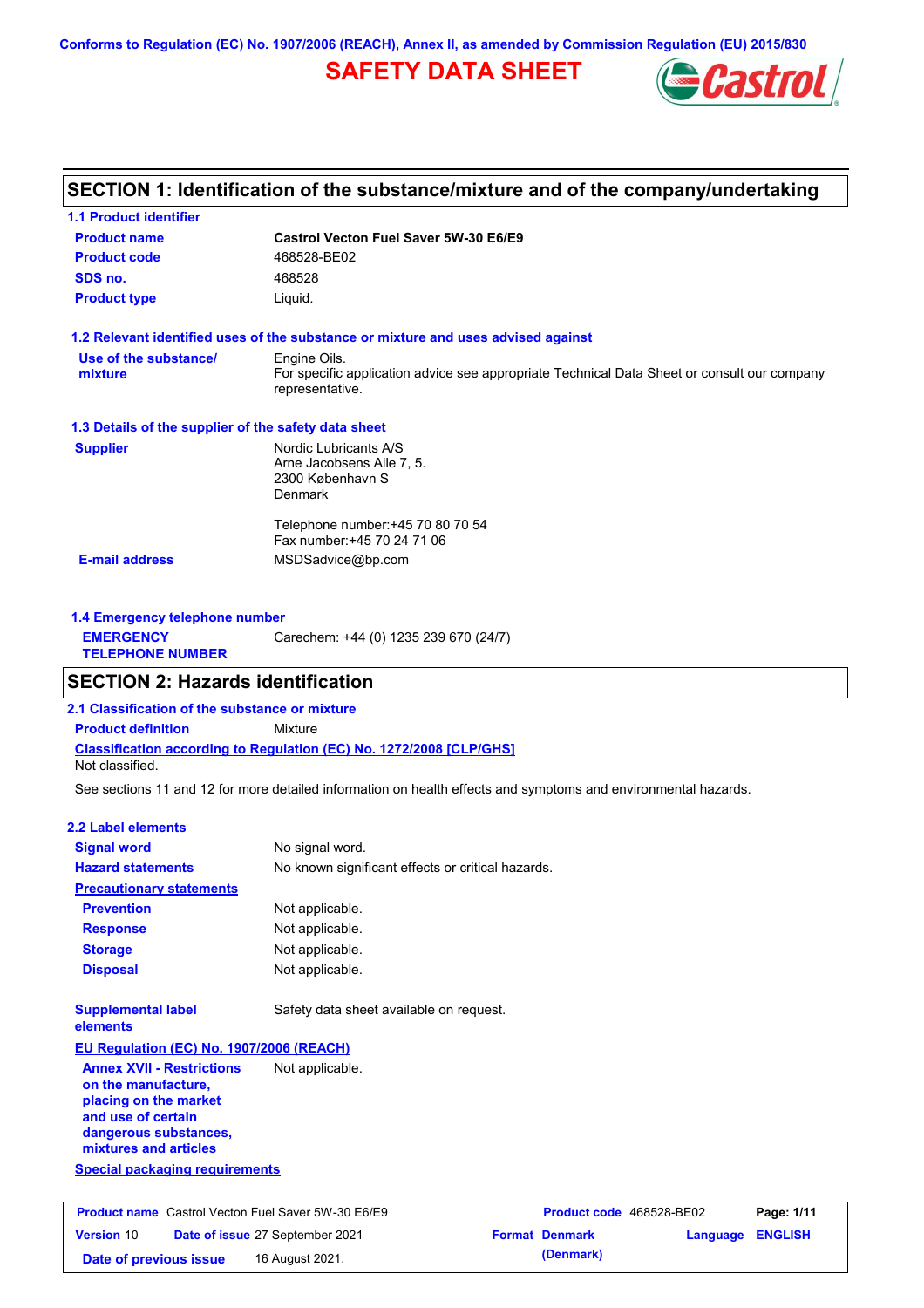Conforms to Regulation (EC) No. 1907/2006 (REACH), Annex II, as amended by Commission Regulation (EU) 2015/830

# SAFETY DATA SHEET

## SECTION 1: Identification of the substance/mixture and of the company/undertaking

### 1.1 Product identifier

| | |
|---|---|
| **Product name** | **Castrol Vecton Fuel Saver 5W-30 E6/E9** |
| **Product code** | 468528-BE02 |
| **SDS no.** | 468528 |
| **Product type** | Liquid. |

### 1.2 Relevant identified uses of the substance or mixture and uses advised against

| | |
|---|---|
| **Use of the substance/ mixture** | Engine Oils. For specific application advice see appropriate Technical Data Sheet or consult our company representative. |

### 1.3 Details of the supplier of the safety data sheet

| | |
|---|---|
| **Supplier** | Nordic Lubricants A/S<br>Arne Jacobsens Alle 7, 5.<br>2300 København S<br>Denmark<br><br>Telephone number:+45 70 80 70 54<br>Fax number:+45 70 24 71 06 |
| **E-mail address** | MSDSadvice@bp.com |

### 1.4 Emergency telephone number

| | |
|---|---|
| **EMERGENCY TELEPHONE NUMBER** | Carechem: +44 (0) 1235 239 670 (24/7) |

## SECTION 2: Hazards identification

### 2.1 Classification of the substance or mixture

**Product definition** Mixture

**Classification according to Regulation (EC) No. 1272/2008 [CLP/GHS]**

Not classified.

See sections 11 and 12 for more detailed information on health effects and symptoms and environmental hazards.

### 2.2 Label elements

| | |
|---|---|
| **Signal word** | No signal word. |
| **Hazard statements** | No known significant effects or critical hazards. |

**Precautionary statements**

| | |
|---|---|
| **Prevention** | Not applicable. |
| **Response** | Not applicable. |
| **Storage** | Not applicable. |
| **Disposal** | Not applicable. |

| | |
|---|---|
| **Supplemental label elements** | Safety data sheet available on request. |

**EU Regulation (EC) No. 1907/2006 (REACH)**

| | |
|---|---|
| **Annex XVII - Restrictions on the manufacture, placing on the market and use of certain dangerous substances, mixtures and articles** | Not applicable. |

**Special packaging requirements**

| Product name | Castrol Vecton Fuel Saver 5W-30 E6/E9 | Product code | 468528-BE02 | Page: 1/11 |
|---|---|---|---|---|
| Version 10 | Date of issue 27 September 2021 | Format Denmark (Denmark) | Language ENGLISH | |
| Date of previous issue | 16 August 2021. | | | |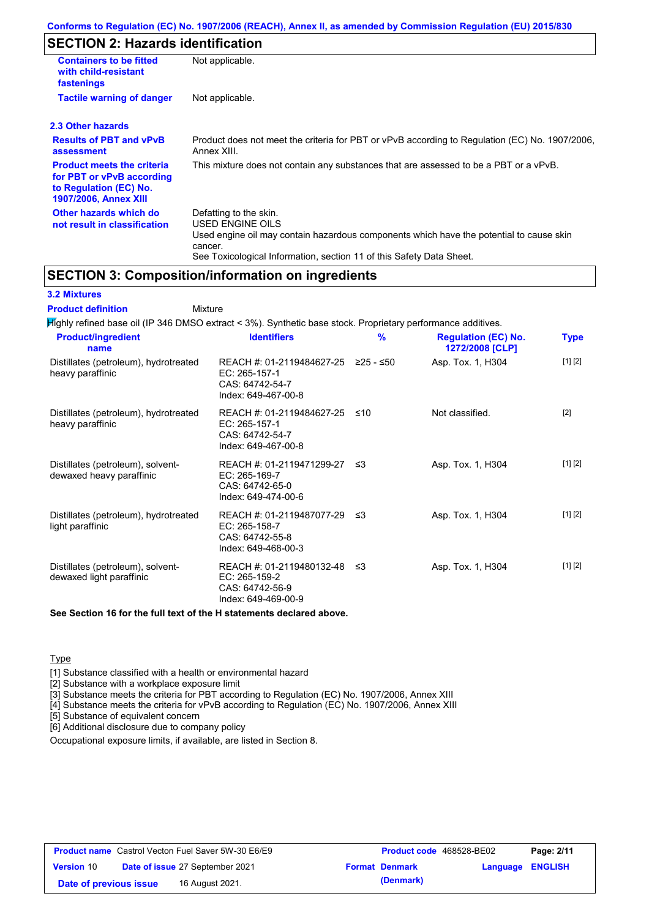## SECTION 2: Hazards identification

| | |
|---|---|
| **Containers to be fitted with child-resistant fastenings** | Not applicable. |
| **Tactile warning of danger** | Not applicable. |

### 2.3 Other hazards

| | |
|---|---|
| **Results of PBT and vPvB assessment** | Product does not meet the criteria for PBT or vPvB according to Regulation (EC) No. 1907/2006, Annex XIII. |
| **Product meets the criteria for PBT or vPvB according to Regulation (EC) No. 1907/2006, Annex XIII** | This mixture does not contain any substances that are assessed to be a PBT or a vPvB. |
| **Other hazards which do not result in classification** | Defatting to the skin.<br>USED ENGINE OILS<br>Used engine oil may contain hazardous components which have the potential to cause skin cancer.<br>See Toxicological Information, section 11 of this Safety Data Sheet. |

## SECTION 3: Composition/information on ingredients

### 3.2 Mixtures

**Product definition** Mixture

Highly refined base oil (IP 346 DMSO extract < 3%). Synthetic base stock. Proprietary performance additives.

| Product/ingredient name | Identifiers | % | Regulation (EC) No. 1272/2008 [CLP] | Type |
|---|---|---|---|---|
| Distillates (petroleum), hydrotreated heavy paraffinic | REACH #: 01-2119484627-25<br>EC: 265-157-1<br>CAS: 64742-54-7<br>Index: 649-467-00-8 | ≥25 - ≤50 | Asp. Tox. 1, H304 | [1] [2] |
| Distillates (petroleum), hydrotreated heavy paraffinic | REACH #: 01-2119484627-25<br>EC: 265-157-1<br>CAS: 64742-54-7<br>Index: 649-467-00-8 | ≤10 | Not classified. | [2] |
| Distillates (petroleum), solvent-dewaxed heavy paraffinic | REACH #: 01-2119471299-27<br>EC: 265-169-7<br>CAS: 64742-65-0<br>Index: 649-474-00-6 | ≤3 | Asp. Tox. 1, H304 | [1] [2] |
| Distillates (petroleum), hydrotreated light paraffinic | REACH #: 01-2119487077-29<br>EC: 265-158-7<br>CAS: 64742-55-8<br>Index: 649-468-00-3 | ≤3 | Asp. Tox. 1, H304 | [1] [2] |
| Distillates (petroleum), solvent-dewaxed light paraffinic | REACH #: 01-2119480132-48<br>EC: 265-159-2<br>CAS: 64742-56-9<br>Index: 649-469-00-9 | ≤3 | Asp. Tox. 1, H304 | [1] [2] |

**See Section 16 for the full text of the H statements declared above.**

Type

[1] Substance classified with a health or environmental hazard
[2] Substance with a workplace exposure limit
[3] Substance meets the criteria for PBT according to Regulation (EC) No. 1907/2006, Annex XIII
[4] Substance meets the criteria for vPvB according to Regulation (EC) No. 1907/2006, Annex XIII
[5] Substance of equivalent concern
[6] Additional disclosure due to company policy

Occupational exposure limits, if available, are listed in Section 8.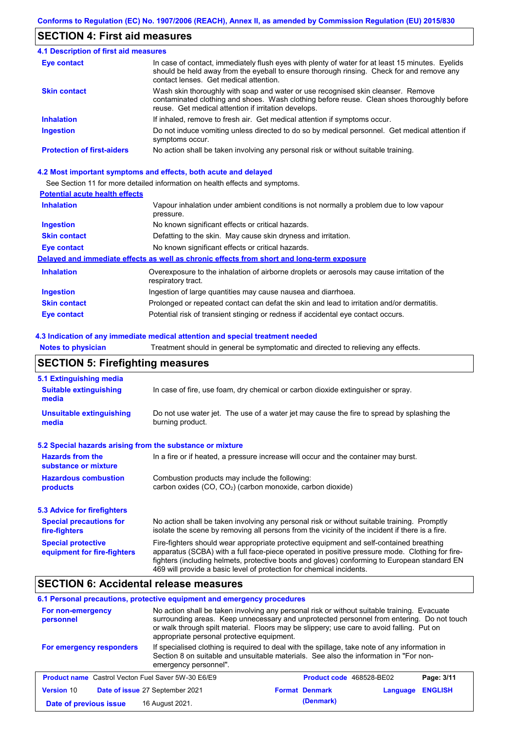## SECTION 4: First aid measures

### 4.1 Description of first aid measures

| | |
|---|---|
| **Eye contact** | In case of contact, immediately flush eyes with plenty of water for at least 15 minutes. Eyelids should be held away from the eyeball to ensure thorough rinsing. Check for and remove any contact lenses. Get medical attention. |
| **Skin contact** | Wash skin thoroughly with soap and water or use recognised skin cleanser. Remove contaminated clothing and shoes. Wash clothing before reuse. Clean shoes thoroughly before reuse. Get medical attention if irritation develops. |
| **Inhalation** | If inhaled, remove to fresh air. Get medical attention if symptoms occur. |
| **Ingestion** | Do not induce vomiting unless directed to do so by medical personnel. Get medical attention if symptoms occur. |
| **Protection of first-aiders** | No action shall be taken involving any personal risk or without suitable training. |

### 4.2 Most important symptoms and effects, both acute and delayed

See Section 11 for more detailed information on health effects and symptoms.

**Potential acute health effects**

| | |
|---|---|
| **Inhalation** | Vapour inhalation under ambient conditions is not normally a problem due to low vapour pressure. |
| **Ingestion** | No known significant effects or critical hazards. |
| **Skin contact** | Defatting to the skin. May cause skin dryness and irritation. |
| **Eye contact** | No known significant effects or critical hazards. |

**Delayed and immediate effects as well as chronic effects from short and long-term exposure**

| | |
|---|---|
| **Inhalation** | Overexposure to the inhalation of airborne droplets or aerosols may cause irritation of the respiratory tract. |
| **Ingestion** | Ingestion of large quantities may cause nausea and diarrhoea. |
| **Skin contact** | Prolonged or repeated contact can defat the skin and lead to irritation and/or dermatitis. |
| **Eye contact** | Potential risk of transient stinging or redness if accidental eye contact occurs. |

### 4.3 Indication of any immediate medical attention and special treatment needed

| | |
|---|---|
| **Notes to physician** | Treatment should in general be symptomatic and directed to relieving any effects. |

## SECTION 5: Firefighting measures

### 5.1 Extinguishing media

| | |
|---|---|
| **Suitable extinguishing media** | In case of fire, use foam, dry chemical or carbon dioxide extinguisher or spray. |
| **Unsuitable extinguishing media** | Do not use water jet. The use of a water jet may cause the fire to spread by splashing the burning product. |

### 5.2 Special hazards arising from the substance or mixture

| | |
|---|---|
| **Hazards from the substance or mixture** | In a fire or if heated, a pressure increase will occur and the container may burst. |
| **Hazardous combustion products** | Combustion products may include the following: carbon oxides (CO, $CO_2$) (carbon monoxide, carbon dioxide) |

### 5.3 Advice for firefighters

| | |
|---|---|
| **Special precautions for fire-fighters** | No action shall be taken involving any personal risk or without suitable training. Promptly isolate the scene by removing all persons from the vicinity of the incident if there is a fire. |
| **Special protective equipment for fire-fighters** | Fire-fighters should wear appropriate protective equipment and self-contained breathing apparatus (SCBA) with a full face-piece operated in positive pressure mode. Clothing for fire-fighters (including helmets, protective boots and gloves) conforming to European standard EN 469 will provide a basic level of protection for chemical incidents. |

## SECTION 6: Accidental release measures

### 6.1 Personal precautions, protective equipment and emergency procedures

| | |
|---|---|
| **For non-emergency personnel** | No action shall be taken involving any personal risk or without suitable training. Evacuate surrounding areas. Keep unnecessary and unprotected personnel from entering. Do not touch or walk through spilt material. Floors may be slippery; use care to avoid falling. Put on appropriate personal protective equipment. |
| **For emergency responders** | If specialised clothing is required to deal with the spillage, take note of any information in Section 8 on suitable and unsuitable materials. See also the information in "For non-emergency personnel". |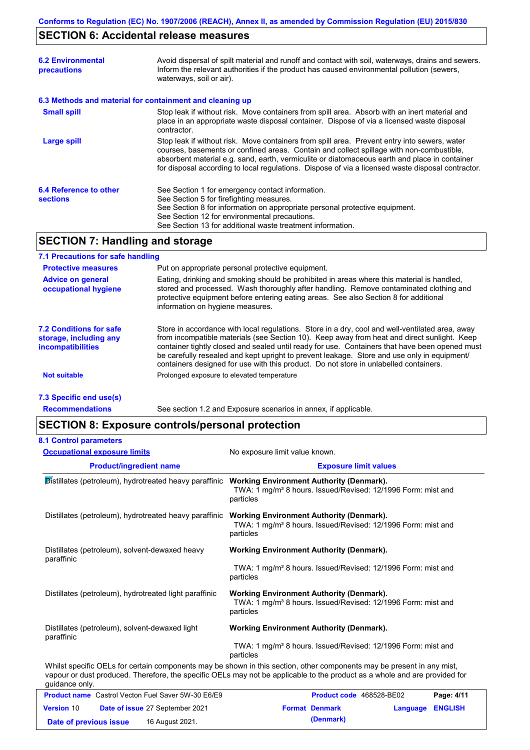## SECTION 6: Accidental release measures

**6.2 Environmental precautions**

Avoid dispersal of spilt material and runoff and contact with soil, waterways, drains and sewers. Inform the relevant authorities if the product has caused environmental pollution (sewers, waterways, soil or air).

**6.3 Methods and material for containment and cleaning up**

**Small spill**

Stop leak if without risk. Move containers from spill area. Absorb with an inert material and place in an appropriate waste disposal container. Dispose of via a licensed waste disposal contractor.

**Large spill**

Stop leak if without risk. Move containers from spill area. Prevent entry into sewers, water courses, basements or confined areas. Contain and collect spillage with non-combustible, absorbent material e.g. sand, earth, vermiculite or diatomaceous earth and place in container for disposal according to local regulations. Dispose of via a licensed waste disposal contractor.

**6.4 Reference to other sections**

See Section 1 for emergency contact information.
See Section 5 for firefighting measures.
See Section 8 for information on appropriate personal protective equipment.
See Section 12 for environmental precautions.
See Section 13 for additional waste treatment information.

## SECTION 7: Handling and storage

**7.1 Precautions for safe handling**

**Protective measures**

Put on appropriate personal protective equipment.

**Advice on general occupational hygiene**

Eating, drinking and smoking should be prohibited in areas where this material is handled, stored and processed. Wash thoroughly after handling. Remove contaminated clothing and protective equipment before entering eating areas. See also Section 8 for additional information on hygiene measures.

**7.2 Conditions for safe storage, including any incompatibilities**

Store in accordance with local regulations. Store in a dry, cool and well-ventilated area, away from incompatible materials (see Section 10). Keep away from heat and direct sunlight. Keep container tightly closed and sealed until ready for use. Containers that have been opened must be carefully resealed and kept upright to prevent leakage. Store and use only in equipment/ containers designed for use with this product. Do not store in unlabelled containers.

**Not suitable**

Prolonged exposure to elevated temperature

**7.3 Specific end use(s)**

**Recommendations**

See section 1.2 and Exposure scenarios in annex, if applicable.

## SECTION 8: Exposure controls/personal protection

**8.1 Control parameters**

**Occupational exposure limits**

No exposure limit value known.

| Product/ingredient name | Exposure limit values |
|---|---|
| Distillates (petroleum), hydrotreated heavy paraffinic | **Working Environment Authority (Denmark).** TWA: 1 mg/m³ 8 hours. Issued/Revised: 12/1996 Form: mist and particles |
| Distillates (petroleum), hydrotreated heavy paraffinic | **Working Environment Authority (Denmark).** TWA: 1 mg/m³ 8 hours. Issued/Revised: 12/1996 Form: mist and particles |
| Distillates (petroleum), solvent-dewaxed heavy paraffinic | **Working Environment Authority (Denmark).** TWA: 1 mg/m³ 8 hours. Issued/Revised: 12/1996 Form: mist and particles |
| Distillates (petroleum), hydrotreated light paraffinic | **Working Environment Authority (Denmark).** TWA: 1 mg/m³ 8 hours. Issued/Revised: 12/1996 Form: mist and particles |
| Distillates (petroleum), solvent-dewaxed light paraffinic | **Working Environment Authority (Denmark).** TWA: 1 mg/m³ 8 hours. Issued/Revised: 12/1996 Form: mist and particles |

Whilst specific OELs for certain components may be shown in this section, other components may be present in any mist, vapour or dust produced. Therefore, the specific OELs may not be applicable to the product as a whole and are provided for guidance only.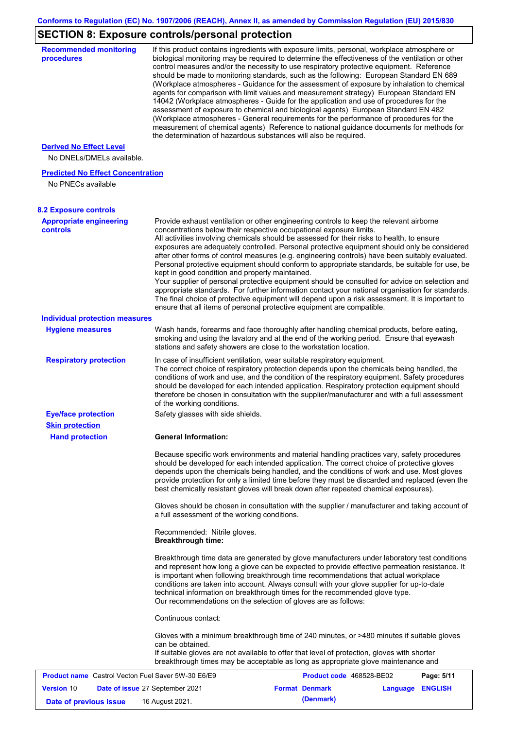# SECTION 8: Exposure controls/personal protection

**Recommended monitoring procedures**

If this product contains ingredients with exposure limits, personal, workplace atmosphere or biological monitoring may be required to determine the effectiveness of the ventilation or other control measures and/or the necessity to use respiratory protective equipment. Reference should be made to monitoring standards, such as the following: European Standard EN 689 (Workplace atmospheres - Guidance for the assessment of exposure by inhalation to chemical agents for comparison with limit values and measurement strategy) European Standard EN 14042 (Workplace atmospheres - Guide for the application and use of procedures for the assessment of exposure to chemical and biological agents) European Standard EN 482 (Workplace atmospheres - General requirements for the performance of procedures for the measurement of chemical agents) Reference to national guidance documents for methods for the determination of hazardous substances will also be required.

**Derived No Effect Level**

No DNELs/DMELs available.

**Predicted No Effect Concentration**

No PNECs available

## 8.2 Exposure controls

**Appropriate engineering controls**

Provide exhaust ventilation or other engineering controls to keep the relevant airborne concentrations below their respective occupational exposure limits.
All activities involving chemicals should be assessed for their risks to health, to ensure exposures are adequately controlled. Personal protective equipment should only be considered after other forms of control measures (e.g. engineering controls) have been suitably evaluated. Personal protective equipment should conform to appropriate standards, be suitable for use, be kept in good condition and properly maintained.
Your supplier of personal protective equipment should be consulted for advice on selection and appropriate standards. For further information contact your national organisation for standards.
The final choice of protective equipment will depend upon a risk assessment. It is important to ensure that all items of personal protective equipment are compatible.

**Individual protection measures**

**Hygiene measures**

Wash hands, forearms and face thoroughly after handling chemical products, before eating, smoking and using the lavatory and at the end of the working period. Ensure that eyewash stations and safety showers are close to the workstation location.

**Respiratory protection**

In case of insufficient ventilation, wear suitable respiratory equipment.
The correct choice of respiratory protection depends upon the chemicals being handled, the conditions of work and use, and the condition of the respiratory equipment. Safety procedures should be developed for each intended application. Respiratory protection equipment should therefore be chosen in consultation with the supplier/manufacturer and with a full assessment of the working conditions.

**Eye/face protection**

Safety glasses with side shields.

**Skin protection**

**Hand protection**

**General Information:**

Because specific work environments and material handling practices vary, safety procedures should be developed for each intended application. The correct choice of protective gloves depends upon the chemicals being handled, and the conditions of work and use. Most gloves provide protection for only a limited time before they must be discarded and replaced (even the best chemically resistant gloves will break down after repeated chemical exposures).

Gloves should be chosen in consultation with the supplier / manufacturer and taking account of a full assessment of the working conditions.

Recommended: Nitrile gloves.
**Breakthrough time:**

Breakthrough time data are generated by glove manufacturers under laboratory test conditions and represent how long a glove can be expected to provide effective permeation resistance. It is important when following breakthrough time recommendations that actual workplace conditions are taken into account. Always consult with your glove supplier for up-to-date technical information on breakthrough times for the recommended glove type.
Our recommendations on the selection of gloves are as follows:

Continuous contact:

Gloves with a minimum breakthrough time of 240 minutes, or >480 minutes if suitable gloves can be obtained.
If suitable gloves are not available to offer that level of protection, gloves with shorter breakthrough times may be acceptable as long as appropriate glove maintenance and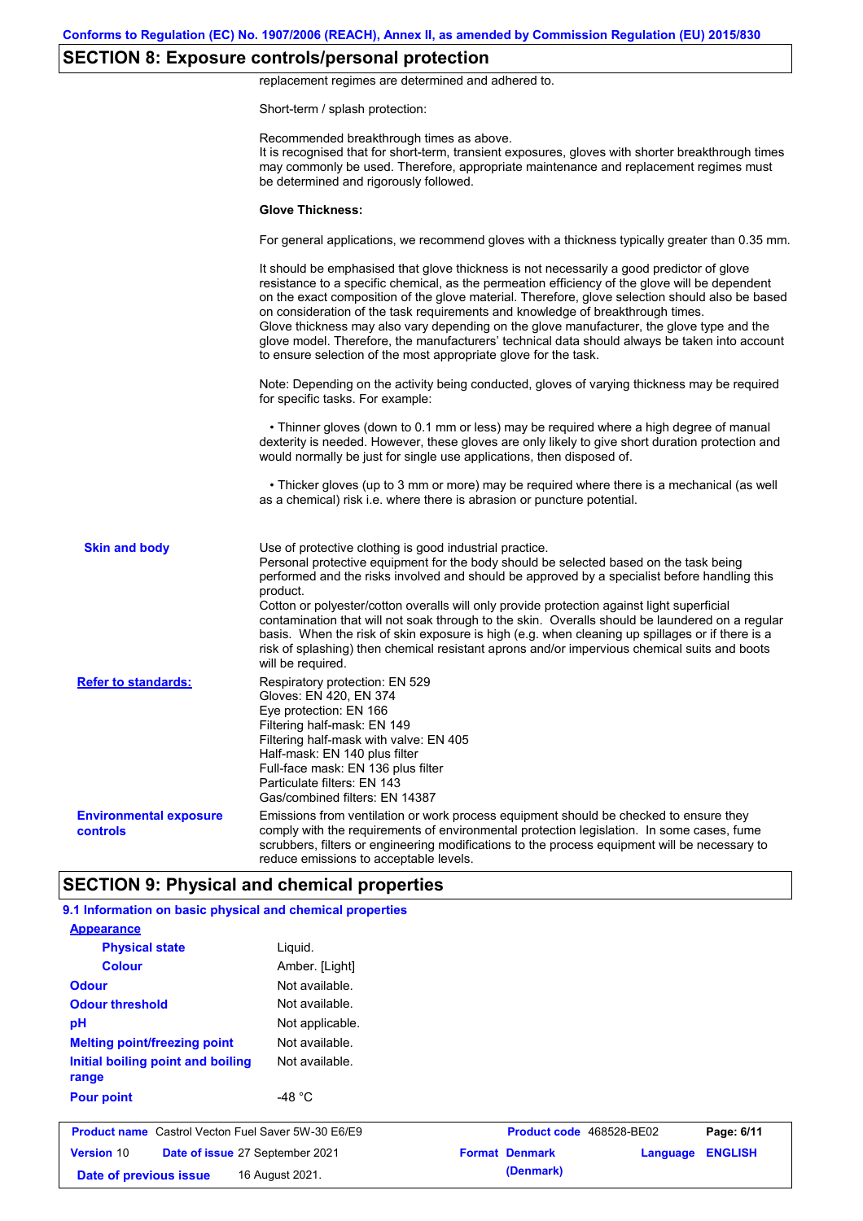## SECTION 8: Exposure controls/personal protection

replacement regimes are determined and adhered to.

Short-term / splash protection:

Recommended breakthrough times as above.
It is recognised that for short-term, transient exposures, gloves with shorter breakthrough times may commonly be used. Therefore, appropriate maintenance and replacement regimes must be determined and rigorously followed.

**Glove Thickness:**

For general applications, we recommend gloves with a thickness typically greater than 0.35 mm.

It should be emphasised that glove thickness is not necessarily a good predictor of glove resistance to a specific chemical, as the permeation efficiency of the glove will be dependent on the exact composition of the glove material. Therefore, glove selection should also be based on consideration of the task requirements and knowledge of breakthrough times.
Glove thickness may also vary depending on the glove manufacturer, the glove type and the glove model. Therefore, the manufacturers' technical data should always be taken into account to ensure selection of the most appropriate glove for the task.

Note: Depending on the activity being conducted, gloves of varying thickness may be required for specific tasks. For example:

• Thinner gloves (down to 0.1 mm or less) may be required where a high degree of manual dexterity is needed. However, these gloves are only likely to give short duration protection and would normally be just for single use applications, then disposed of.

• Thicker gloves (up to 3 mm or more) may be required where there is a mechanical (as well as a chemical) risk i.e. where there is abrasion or puncture potential.

**Skin and body**

Use of protective clothing is good industrial practice.
Personal protective equipment for the body should be selected based on the task being performed and the risks involved and should be approved by a specialist before handling this product.
Cotton or polyester/cotton overalls will only provide protection against light superficial contamination that will not soak through to the skin. Overalls should be laundered on a regular basis. When the risk of skin exposure is high (e.g. when cleaning up spillages or if there is a risk of splashing) then chemical resistant aprons and/or impervious chemical suits and boots will be required.

**Refer to standards:**

Respiratory protection: EN 529
Gloves: EN 420, EN 374
Eye protection: EN 166
Filtering half-mask: EN 149
Filtering half-mask with valve: EN 405
Half-mask: EN 140 plus filter
Full-face mask: EN 136 plus filter
Particulate filters: EN 143
Gas/combined filters: EN 14387

**Environmental exposure controls**

Emissions from ventilation or work process equipment should be checked to ensure they comply with the requirements of environmental protection legislation. In some cases, fume scrubbers, filters or engineering modifications to the process equipment will be necessary to reduce emissions to acceptable levels.

## SECTION 9: Physical and chemical properties

### 9.1 Information on basic physical and chemical properties

| Property | Value |
|---|---|
| **Appearance** | |
| Physical state | Liquid. |
| Colour | Amber. [Light] |
| Odour | Not available. |
| Odour threshold | Not available. |
| pH | Not applicable. |
| Melting point/freezing point | Not available. |
| Initial boiling point and boiling range | Not available. |
| Pour point | -48 °C |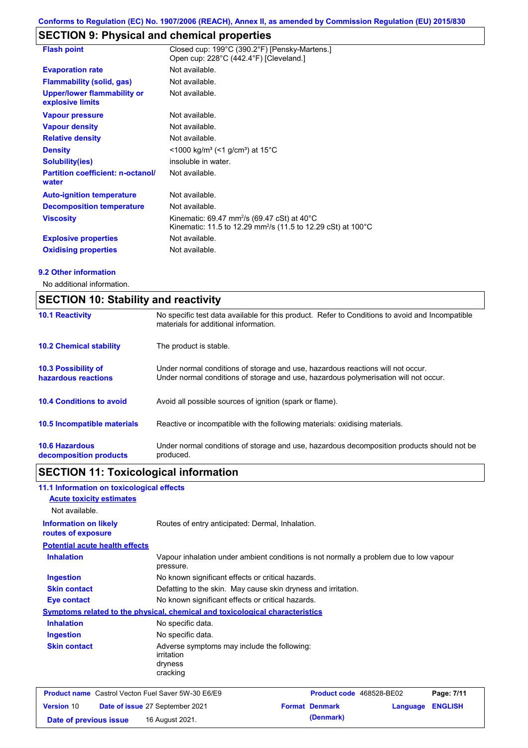## SECTION 9: Physical and chemical properties

| | |
|---|---|
| **Flash point** | Closed cup: 199°C (390.2°F) [Pensky-Martens.]<br>Open cup: 228°C (442.4°F) [Cleveland.] |
| **Evaporation rate** | Not available. |
| **Flammability (solid, gas)** | Not available. |
| **Upper/lower flammability or explosive limits** | Not available. |
| **Vapour pressure** | Not available. |
| **Vapour density** | Not available. |
| **Relative density** | Not available. |
| **Density** | <1000 kg/m³ (<1 g/cm³) at 15°C |
| **Solubility(ies)** | insoluble in water. |
| **Partition coefficient: n-octanol/water** | Not available. |
| **Auto-ignition temperature** | Not available. |
| **Decomposition temperature** | Not available. |
| **Viscosity** | Kinematic: 69.47 mm²/s (69.47 cSt) at 40°C<br>Kinematic: 11.5 to 12.29 mm²/s (11.5 to 12.29 cSt) at 100°C |
| **Explosive properties** | Not available. |
| **Oxidising properties** | Not available. |

### 9.2 Other information

No additional information.

## SECTION 10: Stability and reactivity

| | |
|---|---|
| **10.1 Reactivity** | No specific test data available for this product. Refer to Conditions to avoid and Incompatible materials for additional information. |
| **10.2 Chemical stability** | The product is stable. |
| **10.3 Possibility of hazardous reactions** | Under normal conditions of storage and use, hazardous reactions will not occur.<br>Under normal conditions of storage and use, hazardous polymerisation will not occur. |
| **10.4 Conditions to avoid** | Avoid all possible sources of ignition (spark or flame). |
| **10.5 Incompatible materials** | Reactive or incompatible with the following materials: oxidising materials. |
| **10.6 Hazardous decomposition products** | Under normal conditions of storage and use, hazardous decomposition products should not be produced. |

## SECTION 11: Toxicological information

### 11.1 Information on toxicological effects

**Acute toxicity estimates**

Not available.

| | |
|---|---|
| **Information on likely routes of exposure** | Routes of entry anticipated: Dermal, Inhalation. |

**Potential acute health effects**

| | |
|---|---|
| **Inhalation** | Vapour inhalation under ambient conditions is not normally a problem due to low vapour pressure. |
| **Ingestion** | No known significant effects or critical hazards. |
| **Skin contact** | Defatting to the skin. May cause skin dryness and irritation. |
| **Eye contact** | No known significant effects or critical hazards. |

**Symptoms related to the physical, chemical and toxicological characteristics**

| | |
|---|---|
| **Inhalation** | No specific data. |
| **Ingestion** | No specific data. |
| **Skin contact** | Adverse symptoms may include the following:<br>irritation<br>dryness<br>cracking |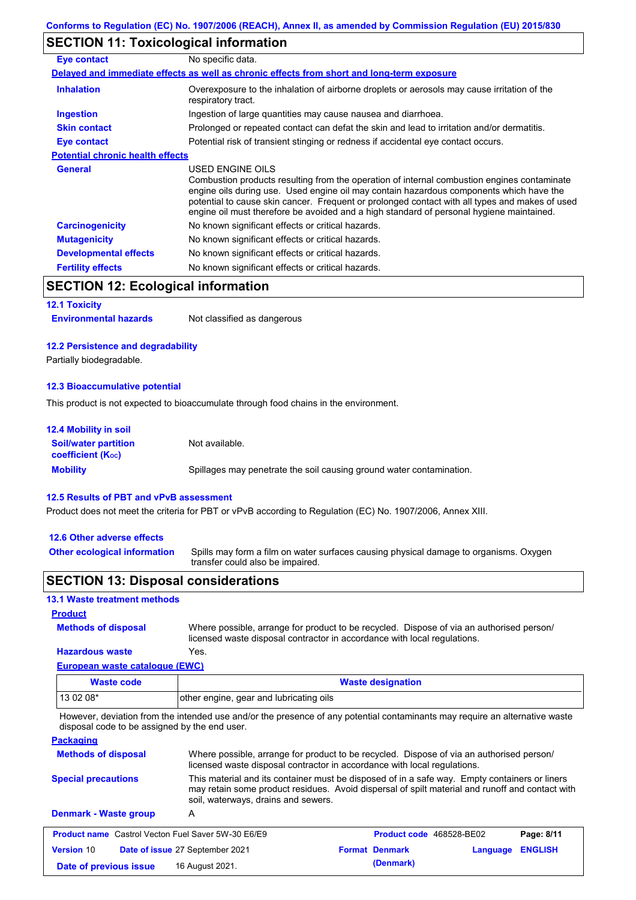## SECTION 11: Toxicological information

| | |
|---|---|
| **Eye contact** | No specific data. |

**Delayed and immediate effects as well as chronic effects from short and long-term exposure**

| | |
|---|---|
| **Inhalation** | Overexposure to the inhalation of airborne droplets or aerosols may cause irritation of the respiratory tract. |
| **Ingestion** | Ingestion of large quantities may cause nausea and diarrhoea. |
| **Skin contact** | Prolonged or repeated contact can defat the skin and lead to irritation and/or dermatitis. |
| **Eye contact** | Potential risk of transient stinging or redness if accidental eye contact occurs. |

**Potential chronic health effects**

| | |
|---|---|
| **General** | USED ENGINE OILS<br>Combustion products resulting from the operation of internal combustion engines contaminate engine oils during use. Used engine oil may contain hazardous components which have the potential to cause skin cancer. Frequent or prolonged contact with all types and makes of used engine oil must therefore be avoided and a high standard of personal hygiene maintained. |
| **Carcinogenicity** | No known significant effects or critical hazards. |
| **Mutagenicity** | No known significant effects or critical hazards. |
| **Developmental effects** | No known significant effects or critical hazards. |
| **Fertility effects** | No known significant effects or critical hazards. |

## SECTION 12: Ecological information

### 12.1 Toxicity

| | |
|---|---|
| **Environmental hazards** | Not classified as dangerous |

### 12.2 Persistence and degradability

Partially biodegradable.

### 12.3 Bioaccumulative potential

This product is not expected to bioaccumulate through food chains in the environment.

### 12.4 Mobility in soil

| | |
|---|---|
| **Soil/water partition coefficient ($K_{OC}$)** | Not available. |
| **Mobility** | Spillages may penetrate the soil causing ground water contamination. |

### 12.5 Results of PBT and vPvB assessment

Product does not meet the criteria for PBT or vPvB according to Regulation (EC) No. 1907/2006, Annex XIII.

### 12.6 Other adverse effects

| | |
|---|---|
| **Other ecological information** | Spills may form a film on water surfaces causing physical damage to organisms. Oxygen transfer could also be impaired. |

## SECTION 13: Disposal considerations

### 13.1 Waste treatment methods

**Product**

| | |
|---|---|
| **Methods of disposal** | Where possible, arrange for product to be recycled. Dispose of via an authorised person/ licensed waste disposal contractor in accordance with local regulations. |
| **Hazardous waste** | Yes. |

**European waste catalogue (EWC)**

| Waste code | Waste designation |
|---|---|
| 13 02 08* | other engine, gear and lubricating oils |

However, deviation from the intended use and/or the presence of any potential contaminants may require an alternative waste disposal code to be assigned by the end user.

**Packaging**

| | |
|---|---|
| **Methods of disposal** | Where possible, arrange for product to be recycled. Dispose of via an authorised person/ licensed waste disposal contractor in accordance with local regulations. |
| **Special precautions** | This material and its container must be disposed of in a safe way. Empty containers or liners may retain some product residues. Avoid dispersal of spilt material and runoff and contact with soil, waterways, drains and sewers. |
| **Denmark - Waste group** | A |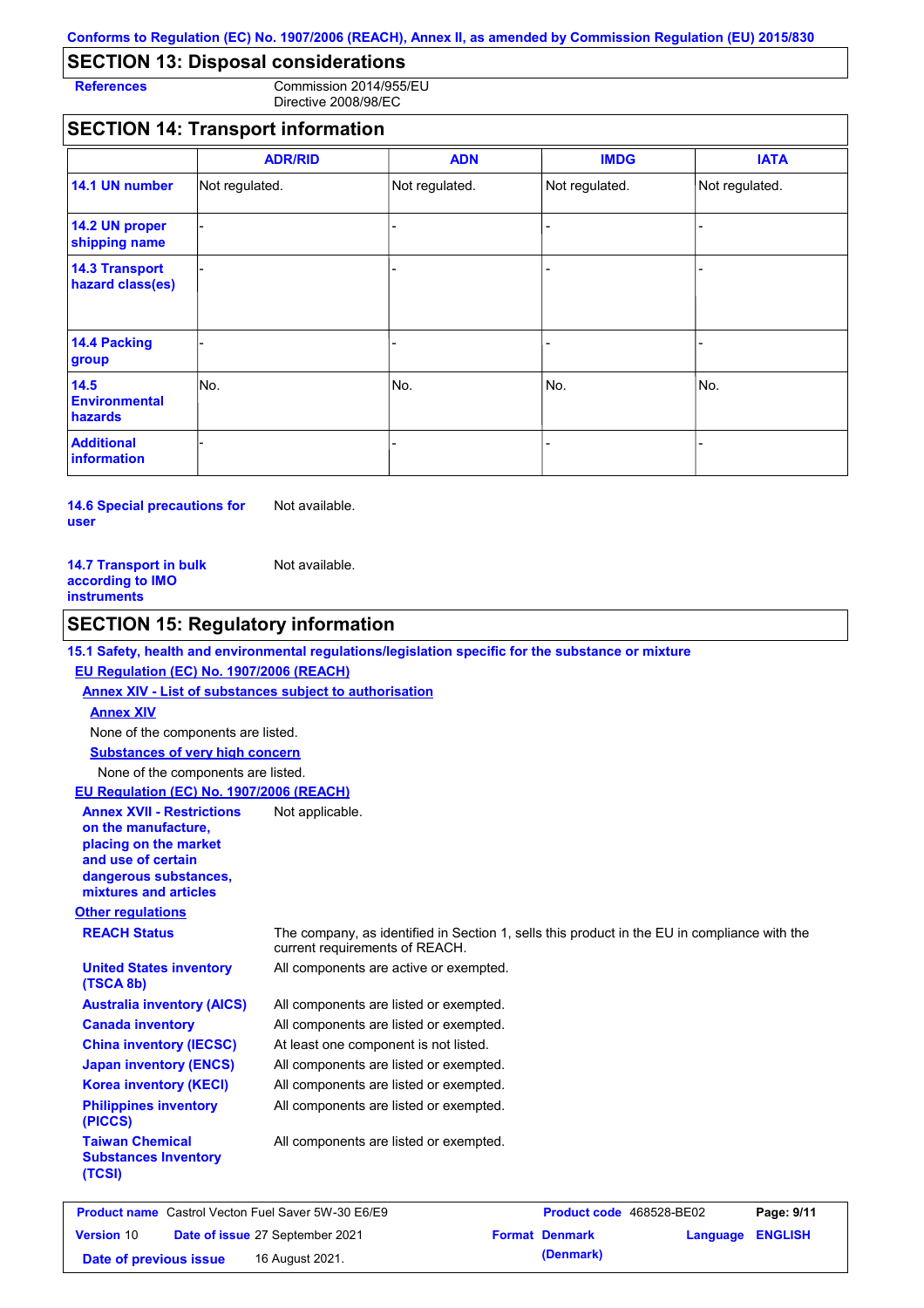## SECTION 13: Disposal considerations

**References** Commission 2014/955/EU
Directive 2008/98/EC

## SECTION 14: Transport information

| | ADR/RID | ADN | IMDG | IATA |
|---|---|---|---|---|
| **14.1 UN number** | Not regulated. | Not regulated. | Not regulated. | Not regulated. |
| **14.2 UN proper shipping name** | - | - | - | - |
| **14.3 Transport hazard class(es)** | - | - | - | - |
| **14.4 Packing group** | - | - | - | - |
| **14.5 Environmental hazards** | No. | No. | No. | No. |
| **Additional information** | - | - | - | - |

**14.6 Special precautions for user** Not available.

**14.7 Transport in bulk according to IMO instruments** Not available.

## SECTION 15: Regulatory information

**15.1 Safety, health and environmental regulations/legislation specific for the substance or mixture**

**EU Regulation (EC) No. 1907/2006 (REACH)**

**Annex XIV - List of substances subject to authorisation**

**Annex XIV**

None of the components are listed.

**Substances of very high concern**

None of the components are listed.

**EU Regulation (EC) No. 1907/2006 (REACH)**

**Annex XVII - Restrictions on the manufacture, placing on the market and use of certain dangerous substances, mixtures and articles** Not applicable.

**Other regulations**

**REACH Status** The company, as identified in Section 1, sells this product in the EU in compliance with the current requirements of REACH.

**United States inventory (TSCA 8b)** All components are active or exempted.

**Australia inventory (AICS)** All components are listed or exempted.

**Canada inventory** All components are listed or exempted.

**China inventory (IECSC)** At least one component is not listed.

**Japan inventory (ENCS)** All components are listed or exempted.

**Korea inventory (KECI)** All components are listed or exempted.

**Philippines inventory (PICCS)** All components are listed or exempted.

**Taiwan Chemical Substances Inventory (TCSI)** All components are listed or exempted.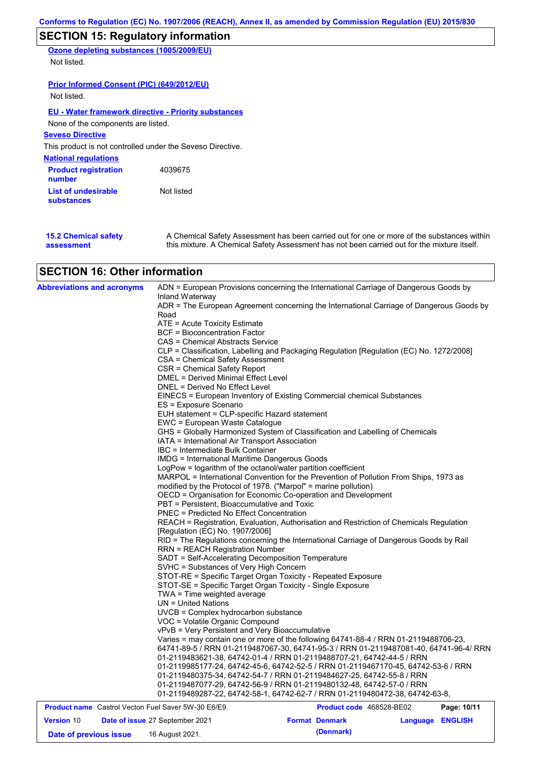## SECTION 15: Regulatory information

**Ozone depleting substances (1005/2009/EU)**

Not listed.

**Prior Informed Consent (PIC) (649/2012/EU)**

Not listed.

**EU - Water framework directive - Priority substances**

None of the components are listed.

**Seveso Directive**

This product is not controlled under the Seveso Directive.

**National regulations**

| | |
|---|---|
| **Product registration number** | 4039675 |
| **List of undesirable substances** | Not listed |

**15.2 Chemical safety assessment**: A Chemical Safety Assessment has been carried out for one or more of the substances within this mixture. A Chemical Safety Assessment has not been carried out for the mixture itself.

## SECTION 16: Other information

**Abbreviations and acronyms**

ADN = European Provisions concerning the International Carriage of Dangerous Goods by Inland Waterway
ADR = The European Agreement concerning the International Carriage of Dangerous Goods by Road
ATE = Acute Toxicity Estimate
BCF = Bioconcentration Factor
CAS = Chemical Abstracts Service
CLP = Classification, Labelling and Packaging Regulation [Regulation (EC) No. 1272/2008]
CSA = Chemical Safety Assessment
CSR = Chemical Safety Report
DMEL = Derived Minimal Effect Level
DNEL = Derived No Effect Level
EINECS = European Inventory of Existing Commercial chemical Substances
ES = Exposure Scenario
EUH statement = CLP-specific Hazard statement
EWC = European Waste Catalogue
GHS = Globally Harmonized System of Classification and Labelling of Chemicals
IATA = International Air Transport Association
IBC = Intermediate Bulk Container
IMDG = International Maritime Dangerous Goods
LogPow = logarithm of the octanol/water partition coefficient
MARPOL = International Convention for the Prevention of Pollution From Ships, 1973 as modified by the Protocol of 1978. ("Marpol" = marine pollution)
OECD = Organisation for Economic Co-operation and Development
PBT = Persistent, Bioaccumulative and Toxic
PNEC = Predicted No Effect Concentration
REACH = Registration, Evaluation, Authorisation and Restriction of Chemicals Regulation [Regulation (EC) No. 1907/2006]
RID = The Regulations concerning the International Carriage of Dangerous Goods by Rail
RRN = REACH Registration Number
SADT = Self-Accelerating Decomposition Temperature
SVHC = Substances of Very High Concern
STOT-RE = Specific Target Organ Toxicity - Repeated Exposure
STOT-SE = Specific Target Organ Toxicity - Single Exposure
TWA = Time weighted average
UN = United Nations
UVCB = Complex hydrocarbon substance
VOC = Volatile Organic Compound
vPvB = Very Persistent and Very Bioaccumulative
Varies = may contain one or more of the following 64741-88-4 / RRN 01-2119488706-23, 64741-89-5 / RRN 01-2119487067-30, 64741-95-3 / RRN 01-2119487081-40, 64741-96-4/ RRN 01-2119483621-38, 64742-01-4 / RRN 01-2119488707-21, 64742-44-5 / RRN 01-2119985177-24, 64742-45-6, 64742-52-5 / RRN 01-2119467170-45, 64742-53-6 / RRN 01-2119480375-34, 64742-54-7 / RRN 01-2119484627-25, 64742-55-8 / RRN 01-2119487077-29, 64742-56-9 / RRN 01-2119480132-48, 64742-57-0 / RRN 01-2119489287-22, 64742-58-1, 64742-62-7 / RRN 01-2119480472-38, 64742-63-8,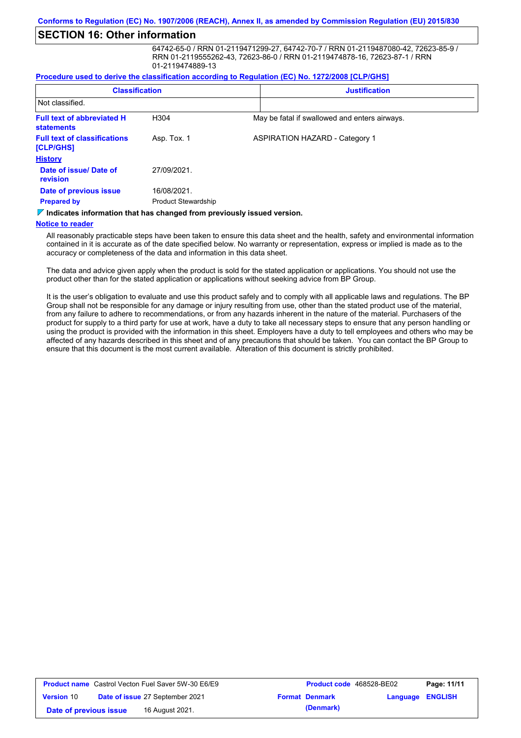## SECTION 16: Other information

64742-65-0 / RRN 01-2119471299-27, 64742-70-7 / RRN 01-2119487080-42, 72623-85-9 / RRN 01-2119555262-43, 72623-86-0 / RRN 01-2119474878-16, 72623-87-1 / RRN 01-2119474889-13

**Procedure used to derive the classification according to Regulation (EC) No. 1272/2008 [CLP/GHS]**

| Classification | Justification |
|---|---|
| Not classified. | |

**Full text of abbreviated H statements** H304 May be fatal if swallowed and enters airways.

**Full text of classifications [CLP/GHS]** Asp. Tox. 1 ASPIRATION HAZARD - Category 1

**History**

**Date of issue/ Date of revision** 27/09/2021.

**Date of previous issue** 16/08/2021.

**Prepared by** Product Stewardship

**Indicates information that has changed from previously issued version.**

**Notice to reader**

All reasonably practicable steps have been taken to ensure this data sheet and the health, safety and environmental information contained in it is accurate as of the date specified below. No warranty or representation, express or implied is made as to the accuracy or completeness of the data and information in this data sheet.

The data and advice given apply when the product is sold for the stated application or applications. You should not use the product other than for the stated application or applications without seeking advice from BP Group.

It is the user's obligation to evaluate and use this product safely and to comply with all applicable laws and regulations. The BP Group shall not be responsible for any damage or injury resulting from use, other than the stated product use of the material, from any failure to adhere to recommendations, or from any hazards inherent in the nature of the material. Purchasers of the product for supply to a third party for use at work, have a duty to take all necessary steps to ensure that any person handling or using the product is provided with the information in this sheet. Employers have a duty to tell employees and others who may be affected of any hazards described in this sheet and of any precautions that should be taken. You can contact the BP Group to ensure that this document is the most current available. Alteration of this document is strictly prohibited.